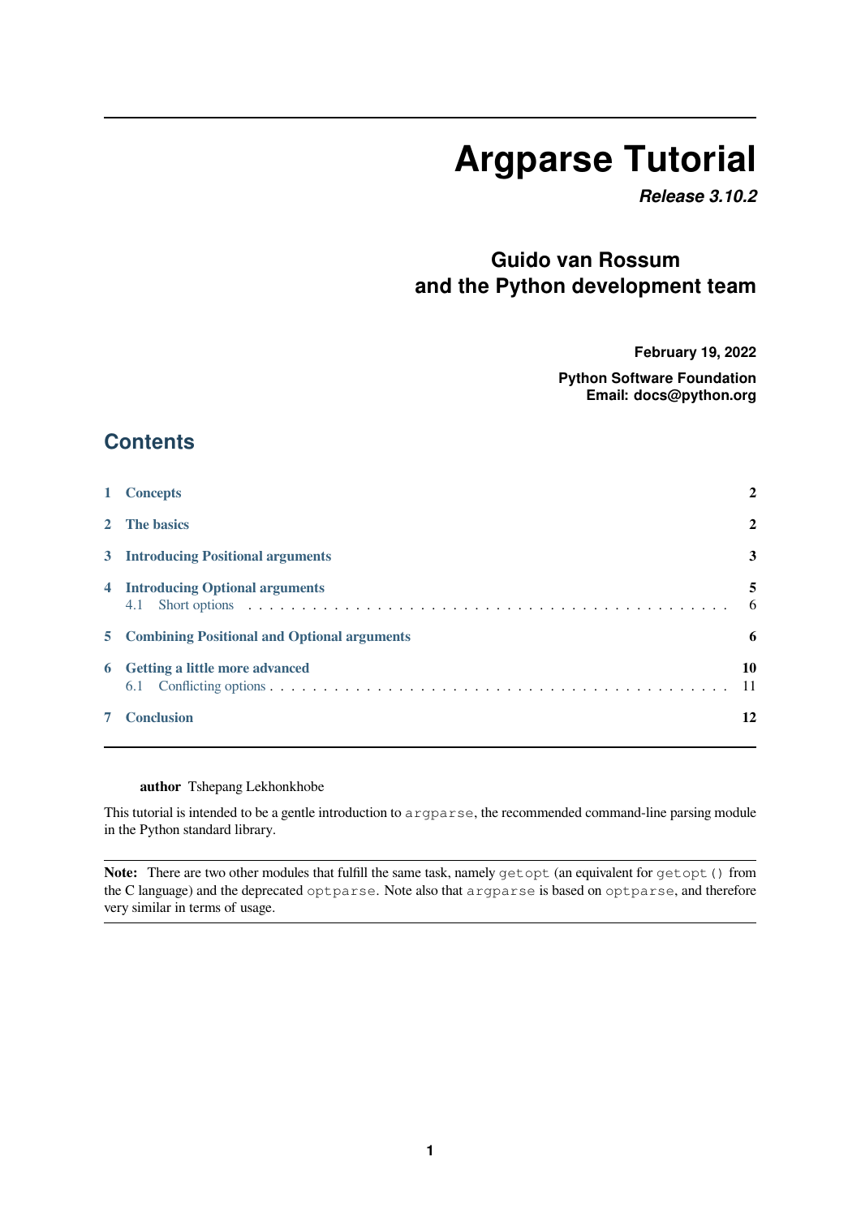# Argparse Tutorial

***Release 3.10.2***

**Guido van Rossum**
**and the Python development team**

**February 19, 2022**

**Python Software Foundation**
**Email: docs@python.org**

## Contents

| | | |
|---|---|---|
| **1** | **Concepts** | **2** |
| **2** | **The basics** | **2** |
| **3** | **Introducing Positional arguments** | **3** |
| **4** | **Introducing Optional arguments** | **5** |
| 4.1 | Short options | 6 |
| **5** | **Combining Positional and Optional arguments** | **6** |
| **6** | **Getting a little more advanced** | **10** |
| 6.1 | Conflicting options | 11 |
| **7** | **Conclusion** | **12** |

**author** Tshepang Lekhonkhobe

This tutorial is intended to be a gentle introduction to `argparse`, the recommended command-line parsing module in the Python standard library.

**Note:** There are two other modules that fulfill the same task, namely `getopt` (an equivalent for `getopt()` from the C language) and the deprecated `optparse`. Note also that `argparse` is based on `optparse`, and therefore very similar in terms of usage.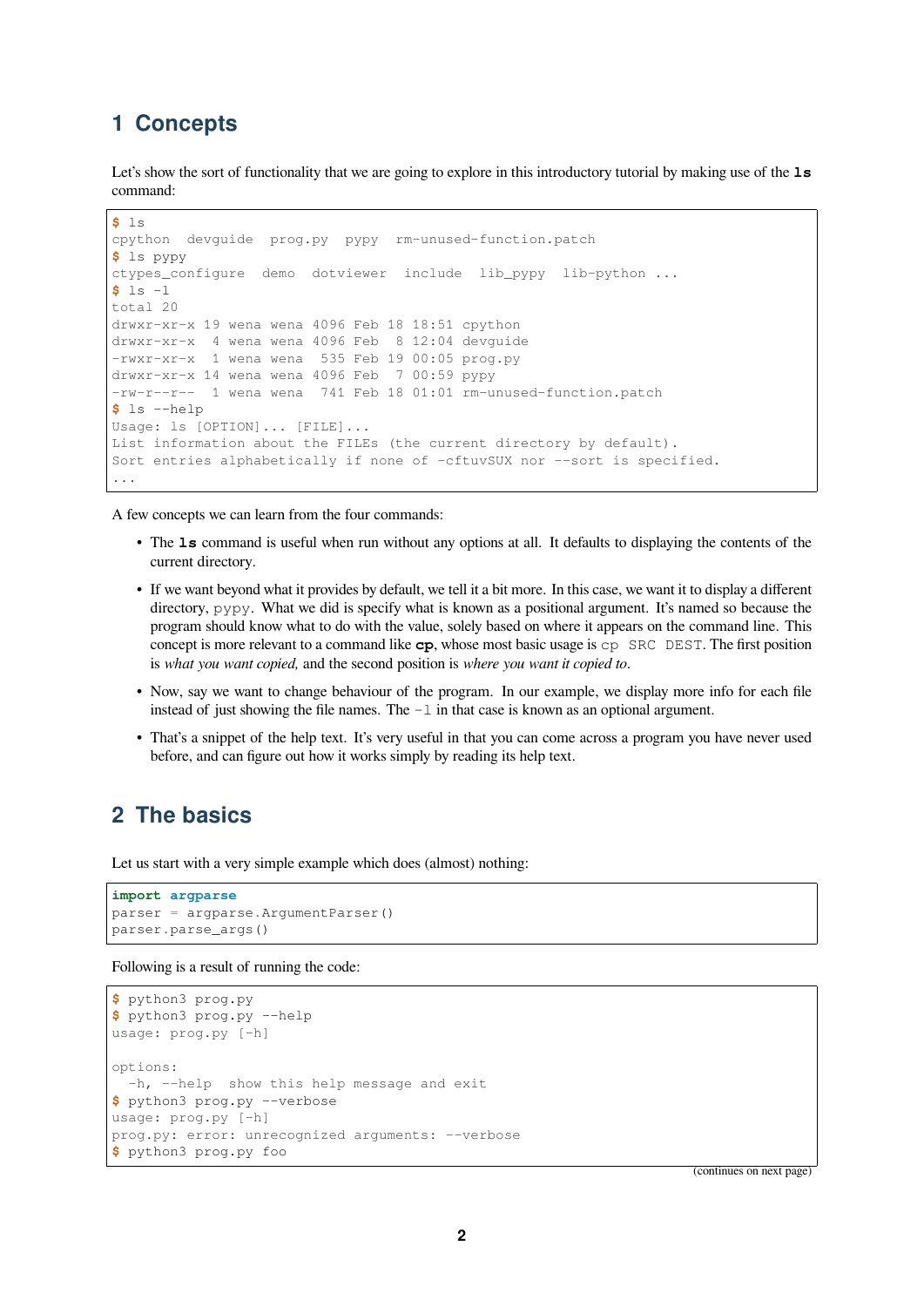## 1 Concepts

Let's show the sort of functionality that we are going to explore in this introductory tutorial by making use of the **ls** command:

```
$ ls
cpython  devguide  prog.py  pypy  rm-unused-function.patch
$ ls pypy
ctypes_configure  demo  dotviewer  include  lib_pypy  lib-python ...
$ ls -l
total 20
drwxr-xr-x 19 wena wena 4096 Feb 18 18:51 cpython
drwxr-xr-x  4 wena wena 4096 Feb  8 12:04 devguide
-rwxr-xr-x  1 wena wena  535 Feb 19 00:05 prog.py
drwxr-xr-x 14 wena wena 4096 Feb  7 00:59 pypy
-rw-r--r--  1 wena wena  741 Feb 18 01:01 rm-unused-function.patch
$ ls --help
Usage: ls [OPTION]... [FILE]...
List information about the FILEs (the current directory by default).
Sort entries alphabetically if none of -cftuvSUX nor --sort is specified.
...
```

A few concepts we can learn from the four commands:

- The **ls** command is useful when run without any options at all. It defaults to displaying the contents of the current directory.
- If we want beyond what it provides by default, we tell it a bit more. In this case, we want it to display a different directory, `pypy`. What we did is specify what is known as a positional argument. It's named so because the program should know what to do with the value, solely based on where it appears on the command line. This concept is more relevant to a command like **cp**, whose most basic usage is `cp SRC DEST`. The first position is *what you want copied,* and the second position is *where you want it copied to*.
- Now, say we want to change behaviour of the program. In our example, we display more info for each file instead of just showing the file names. The `-l` in that case is known as an optional argument.
- That's a snippet of the help text. It's very useful in that you can come across a program you have never used before, and can figure out how it works simply by reading its help text.

## 2 The basics

Let us start with a very simple example which does (almost) nothing:

```python
import argparse
parser = argparse.ArgumentParser()
parser.parse_args()
```

Following is a result of running the code:

```
$ python3 prog.py
$ python3 prog.py --help
usage: prog.py [-h]

options:
  -h, --help  show this help message and exit
$ python3 prog.py --verbose
usage: prog.py [-h]
prog.py: error: unrecognized arguments: --verbose
$ python3 prog.py foo
```

(continues on next page)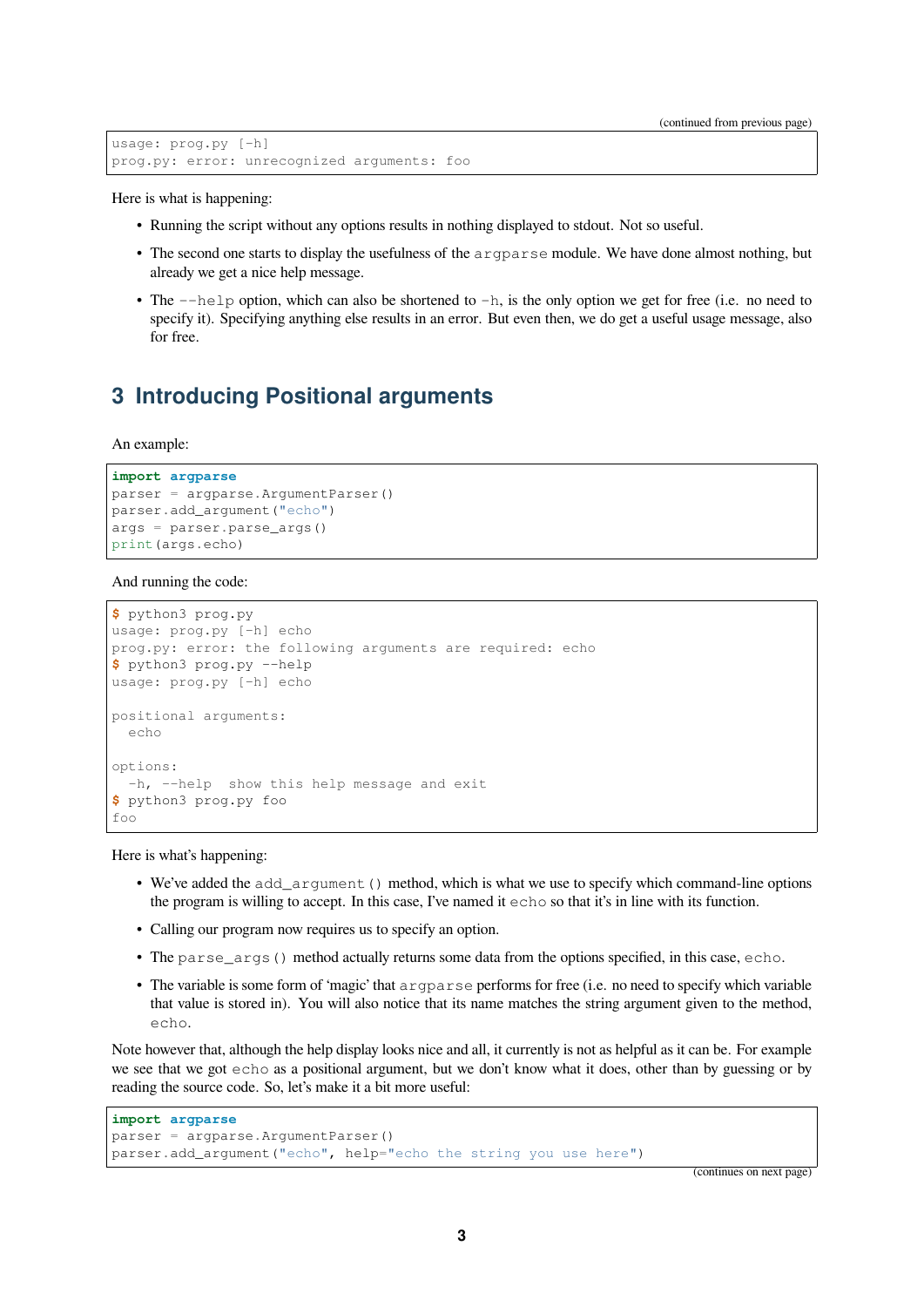```
usage: prog.py [-h]
prog.py: error: unrecognized arguments: foo
```

Here is what is happening:

- Running the script without any options results in nothing displayed to stdout. Not so useful.
- The second one starts to display the usefulness of the `argparse` module. We have done almost nothing, but already we get a nice help message.
- The `--help` option, which can also be shortened to `-h`, is the only option we get for free (i.e. no need to specify it). Specifying anything else results in an error. But even then, we do get a useful usage message, also for free.

## 3 Introducing Positional arguments

An example:

```
import argparse
parser = argparse.ArgumentParser()
parser.add_argument("echo")
args = parser.parse_args()
print(args.echo)
```

And running the code:

```
$ python3 prog.py
usage: prog.py [-h] echo
prog.py: error: the following arguments are required: echo
$ python3 prog.py --help
usage: prog.py [-h] echo

positional arguments:
  echo

options:
  -h, --help  show this help message and exit
$ python3 prog.py foo
foo
```

Here is what's happening:

- We've added the `add_argument()` method, which is what we use to specify which command-line options the program is willing to accept. In this case, I've named it `echo` so that it's in line with its function.
- Calling our program now requires us to specify an option.
- The `parse_args()` method actually returns some data from the options specified, in this case, `echo`.
- The variable is some form of 'magic' that `argparse` performs for free (i.e. no need to specify which variable that value is stored in). You will also notice that its name matches the string argument given to the method, `echo`.

Note however that, although the help display looks nice and all, it currently is not as helpful as it can be. For example we see that we got `echo` as a positional argument, but we don't know what it does, other than by guessing or by reading the source code. So, let's make it a bit more useful:

```
import argparse
parser = argparse.ArgumentParser()
parser.add_argument("echo", help="echo the string you use here")
```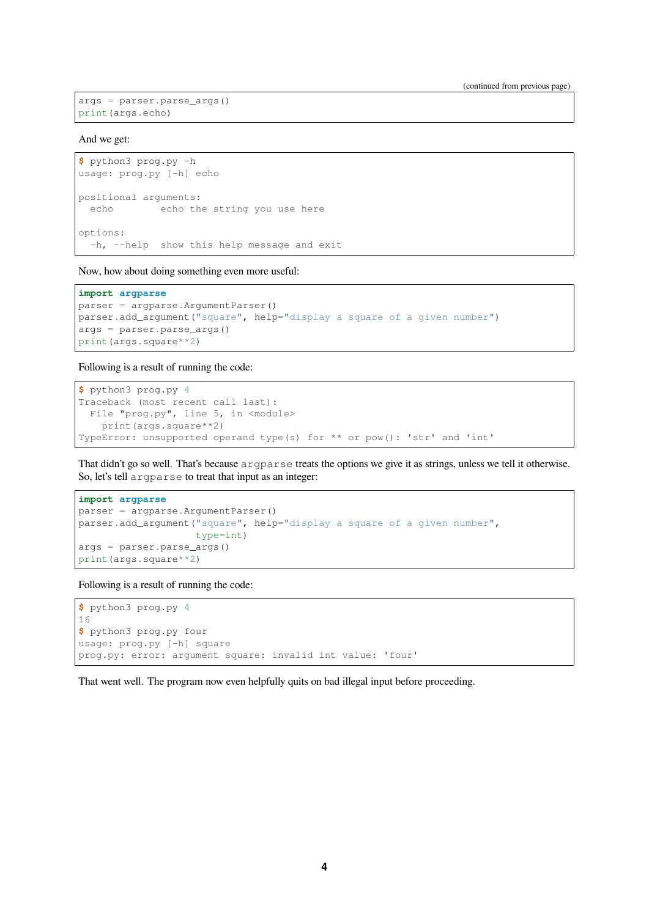(continued from previous page)

```
args = parser.parse_args()
print(args.echo)
```

And we get:

```
$ python3 prog.py -h
usage: prog.py [-h] echo

positional arguments:
  echo        echo the string you use here

options:
  -h, --help  show this help message and exit
```

Now, how about doing something even more useful:

```
import argparse
parser = argparse.ArgumentParser()
parser.add_argument("square", help="display a square of a given number")
args = parser.parse_args()
print(args.square**2)
```

Following is a result of running the code:

```
$ python3 prog.py 4
Traceback (most recent call last):
  File "prog.py", line 5, in <module>
    print(args.square**2)
TypeError: unsupported operand type(s) for ** or pow(): 'str' and 'int'
```

That didn't go so well. That's because `argparse` treats the options we give it as strings, unless we tell it otherwise. So, let's tell `argparse` to treat that input as an integer:

```
import argparse
parser = argparse.ArgumentParser()
parser.add_argument("square", help="display a square of a given number",
                    type=int)
args = parser.parse_args()
print(args.square**2)
```

Following is a result of running the code:

```
$ python3 prog.py 4
16
$ python3 prog.py four
usage: prog.py [-h] square
prog.py: error: argument square: invalid int value: 'four'
```

That went well. The program now even helpfully quits on bad illegal input before proceeding.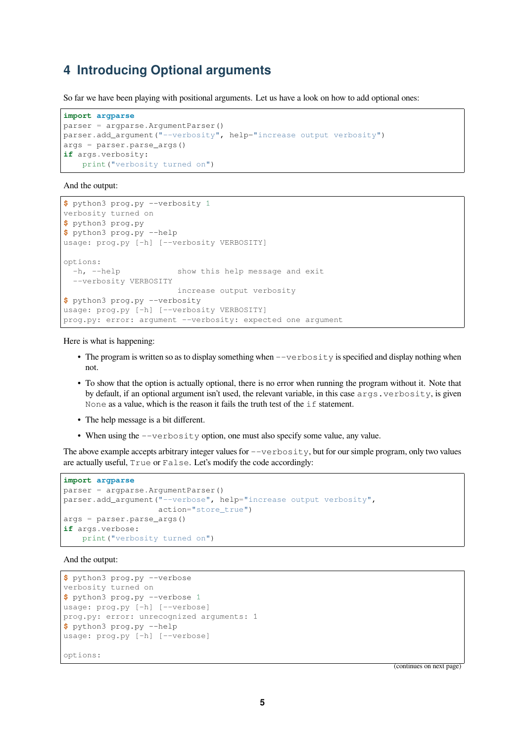# 4 Introducing Optional arguments

So far we have been playing with positional arguments. Let us have a look on how to add optional ones:

```
import argparse
parser = argparse.ArgumentParser()
parser.add_argument("--verbosity", help="increase output verbosity")
args = parser.parse_args()
if args.verbosity:
    print("verbosity turned on")
```

And the output:

```
$ python3 prog.py --verbosity 1
verbosity turned on
$ python3 prog.py
$ python3 prog.py --help
usage: prog.py [-h] [--verbosity VERBOSITY]

options:
  -h, --help            show this help message and exit
  --verbosity VERBOSITY
                        increase output verbosity
$ python3 prog.py --verbosity
usage: prog.py [-h] [--verbosity VERBOSITY]
prog.py: error: argument --verbosity: expected one argument
```

Here is what is happening:

- The program is written so as to display something when `--verbosity` is specified and display nothing when not.
- To show that the option is actually optional, there is no error when running the program without it. Note that by default, if an optional argument isn't used, the relevant variable, in this case `args.verbosity`, is given `None` as a value, which is the reason it fails the truth test of the `if` statement.
- The help message is a bit different.
- When using the `--verbosity` option, one must also specify some value, any value.

The above example accepts arbitrary integer values for `--verbosity`, but for our simple program, only two values are actually useful, `True` or `False`. Let's modify the code accordingly:

```
import argparse
parser = argparse.ArgumentParser()
parser.add_argument("--verbose", help="increase output verbosity",
                    action="store_true")
args = parser.parse_args()
if args.verbose:
    print("verbosity turned on")
```

And the output:

```
$ python3 prog.py --verbose
verbosity turned on
$ python3 prog.py --verbose 1
usage: prog.py [-h] [--verbose]
prog.py: error: unrecognized arguments: 1
$ python3 prog.py --help
usage: prog.py [-h] [--verbose]

options:
```

(continues on next page)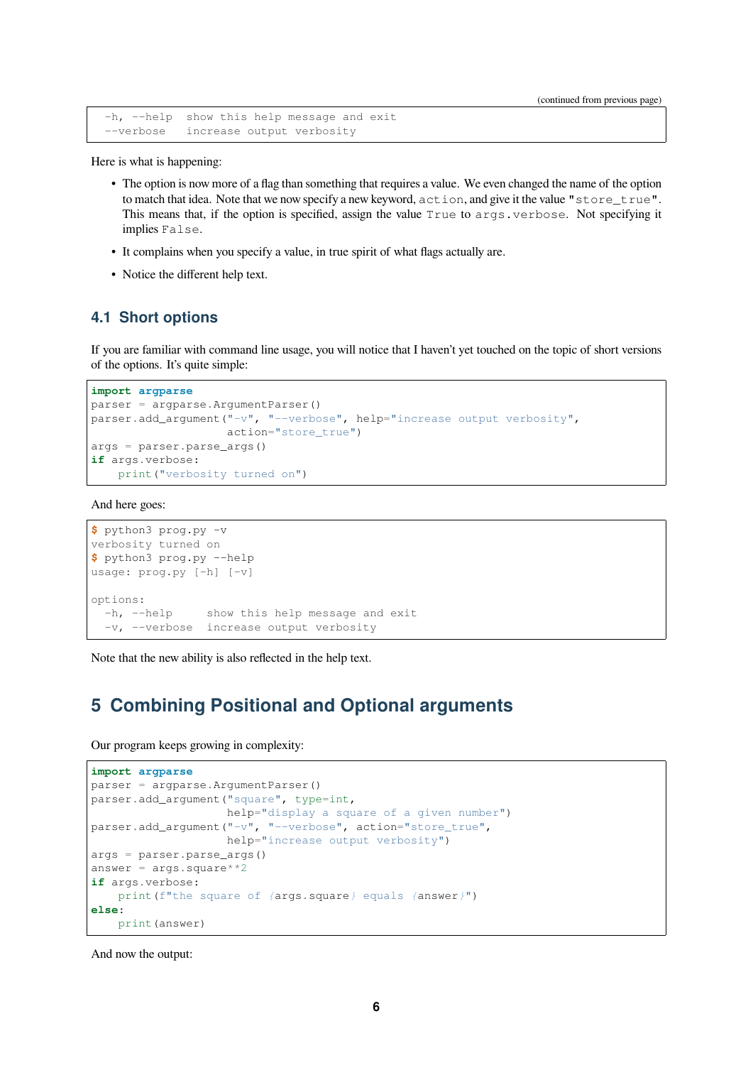(continued from previous page)

```
  -h, --help  show this help message and exit
  --verbose   increase output verbosity
```

Here is what is happening:

- The option is now more of a flag than something that requires a value. We even changed the name of the option to match that idea. Note that we now specify a new keyword, `action`, and give it the value `"store_true"`. This means that, if the option is specified, assign the value `True` to `args.verbose`. Not specifying it implies `False`.
- It complains when you specify a value, in true spirit of what flags actually are.
- Notice the different help text.

## 4.1 Short options

If you are familiar with command line usage, you will notice that I haven't yet touched on the topic of short versions of the options. It's quite simple:

```python
import argparse
parser = argparse.ArgumentParser()
parser.add_argument("-v", "--verbose", help="increase output verbosity",
                    action="store_true")
args = parser.parse_args()
if args.verbose:
    print("verbosity turned on")
```

And here goes:

```
$ python3 prog.py -v
verbosity turned on
$ python3 prog.py --help
usage: prog.py [-h] [-v]

options:
  -h, --help     show this help message and exit
  -v, --verbose  increase output verbosity
```

Note that the new ability is also reflected in the help text.

# 5 Combining Positional and Optional arguments

Our program keeps growing in complexity:

```python
import argparse
parser = argparse.ArgumentParser()
parser.add_argument("square", type=int,
                    help="display a square of a given number")
parser.add_argument("-v", "--verbose", action="store_true",
                    help="increase output verbosity")
args = parser.parse_args()
answer = args.square**2
if args.verbose:
    print(f"the square of {args.square} equals {answer}")
else:
    print(answer)
```

And now the output: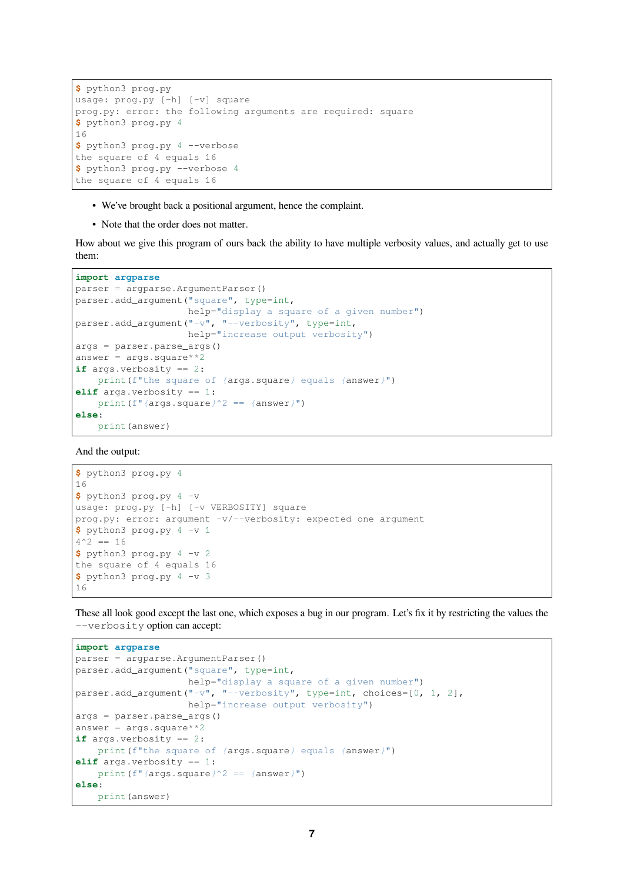```
$ python3 prog.py
usage: prog.py [-h] [-v] square
prog.py: error: the following arguments are required: square
$ python3 prog.py 4
16
$ python3 prog.py 4 --verbose
the square of 4 equals 16
$ python3 prog.py --verbose 4
the square of 4 equals 16
```

- We've brought back a positional argument, hence the complaint.
- Note that the order does not matter.

How about we give this program of ours back the ability to have multiple verbosity values, and actually get to use them:

```
import argparse
parser = argparse.ArgumentParser()
parser.add_argument("square", type=int,
                    help="display a square of a given number")
parser.add_argument("-v", "--verbosity", type=int,
                    help="increase output verbosity")
args = parser.parse_args()
answer = args.square**2
if args.verbosity == 2:
    print(f"the square of {args.square} equals {answer}")
elif args.verbosity == 1:
    print(f"{args.square}^2 == {answer}")
else:
    print(answer)
```

And the output:

```
$ python3 prog.py 4
16
$ python3 prog.py 4 -v
usage: prog.py [-h] [-v VERBOSITY] square
prog.py: error: argument -v/--verbosity: expected one argument
$ python3 prog.py 4 -v 1
4^2 == 16
$ python3 prog.py 4 -v 2
the square of 4 equals 16
$ python3 prog.py 4 -v 3
16
```

These all look good except the last one, which exposes a bug in our program. Let's fix it by restricting the values the `--verbosity` option can accept:

```
import argparse
parser = argparse.ArgumentParser()
parser.add_argument("square", type=int,
                    help="display a square of a given number")
parser.add_argument("-v", "--verbosity", type=int, choices=[0, 1, 2],
                    help="increase output verbosity")
args = parser.parse_args()
answer = args.square**2
if args.verbosity == 2:
    print(f"the square of {args.square} equals {answer}")
elif args.verbosity == 1:
    print(f"{args.square}^2 == {answer}")
else:
    print(answer)
```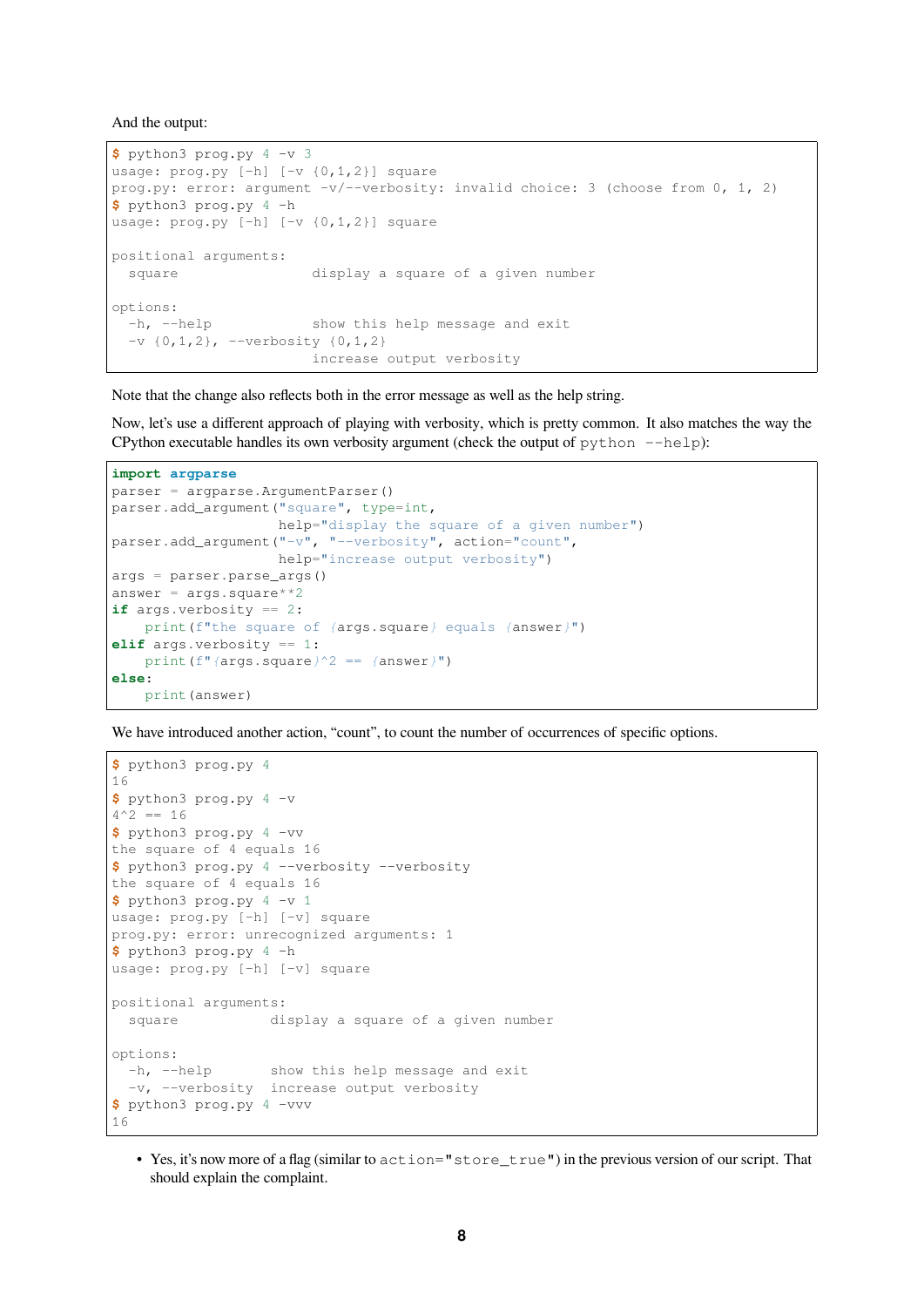And the output:

```
$ python3 prog.py 4 -v 3
usage: prog.py [-h] [-v {0,1,2}] square
prog.py: error: argument -v/--verbosity: invalid choice: 3 (choose from 0, 1, 2)
$ python3 prog.py 4 -h
usage: prog.py [-h] [-v {0,1,2}] square

positional arguments:
  square                display a square of a given number

options:
  -h, --help            show this help message and exit
  -v {0,1,2}, --verbosity {0,1,2}
                        increase output verbosity
```

Note that the change also reflects both in the error message as well as the help string.

Now, let's use a different approach of playing with verbosity, which is pretty common. It also matches the way the CPython executable handles its own verbosity argument (check the output of `python --help`):

```
import argparse
parser = argparse.ArgumentParser()
parser.add_argument("square", type=int,
                    help="display the square of a given number")
parser.add_argument("-v", "--verbosity", action="count",
                    help="increase output verbosity")
args = parser.parse_args()
answer = args.square**2
if args.verbosity == 2:
    print(f"the square of {args.square} equals {answer}")
elif args.verbosity == 1:
    print(f"{args.square}^2 == {answer}")
else:
    print(answer)
```

We have introduced another action, "count", to count the number of occurrences of specific options.

```
$ python3 prog.py 4
16
$ python3 prog.py 4 -v
4^2 == 16
$ python3 prog.py 4 -vv
the square of 4 equals 16
$ python3 prog.py 4 --verbosity --verbosity
the square of 4 equals 16
$ python3 prog.py 4 -v 1
usage: prog.py [-h] [-v] square
prog.py: error: unrecognized arguments: 1
$ python3 prog.py 4 -h
usage: prog.py [-h] [-v] square

positional arguments:
  square           display a square of a given number

options:
  -h, --help       show this help message and exit
  -v, --verbosity  increase output verbosity
$ python3 prog.py 4 -vvv
16
```

- Yes, it's now more of a flag (similar to `action="store_true"`) in the previous version of our script. That should explain the complaint.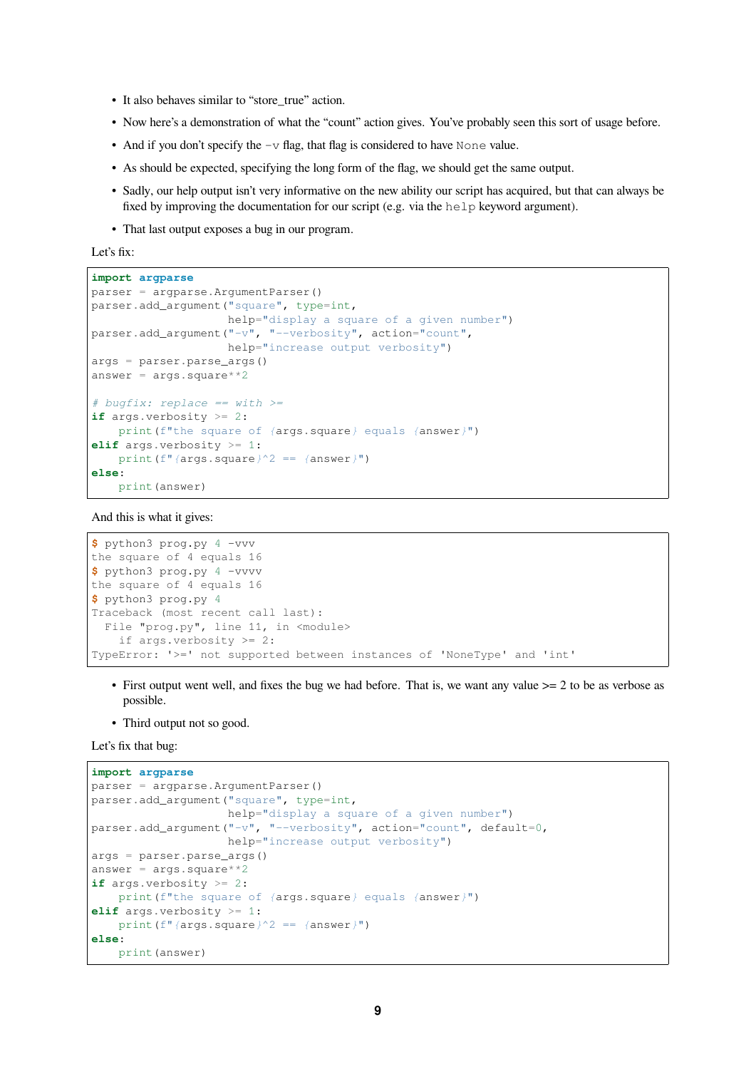- It also behaves similar to "store_true" action.
- Now here's a demonstration of what the "count" action gives. You've probably seen this sort of usage before.
- And if you don't specify the `-v` flag, that flag is considered to have `None` value.
- As should be expected, specifying the long form of the flag, we should get the same output.
- Sadly, our help output isn't very informative on the new ability our script has acquired, but that can always be fixed by improving the documentation for our script (e.g. via the `help` keyword argument).
- That last output exposes a bug in our program.

Let's fix:

```
import argparse
parser = argparse.ArgumentParser()
parser.add_argument("square", type=int,
                    help="display a square of a given number")
parser.add_argument("-v", "--verbosity", action="count",
                    help="increase output verbosity")
args = parser.parse_args()
answer = args.square**2

# bugfix: replace == with >=
if args.verbosity >= 2:
    print(f"the square of {args.square} equals {answer}")
elif args.verbosity >= 1:
    print(f"{args.square}^2 == {answer}")
else:
    print(answer)
```

And this is what it gives:

```
$ python3 prog.py 4 -vvv
the square of 4 equals 16
$ python3 prog.py 4 -vvvv
the square of 4 equals 16
$ python3 prog.py 4
Traceback (most recent call last):
  File "prog.py", line 11, in <module>
    if args.verbosity >= 2:
TypeError: '>=' not supported between instances of 'NoneType' and 'int'
```

- First output went well, and fixes the bug we had before. That is, we want any value >= 2 to be as verbose as possible.
- Third output not so good.

Let's fix that bug:

```
import argparse
parser = argparse.ArgumentParser()
parser.add_argument("square", type=int,
                    help="display a square of a given number")
parser.add_argument("-v", "--verbosity", action="count", default=0,
                    help="increase output verbosity")
args = parser.parse_args()
answer = args.square**2
if args.verbosity >= 2:
    print(f"the square of {args.square} equals {answer}")
elif args.verbosity >= 1:
    print(f"{args.square}^2 == {answer}")
else:
    print(answer)
```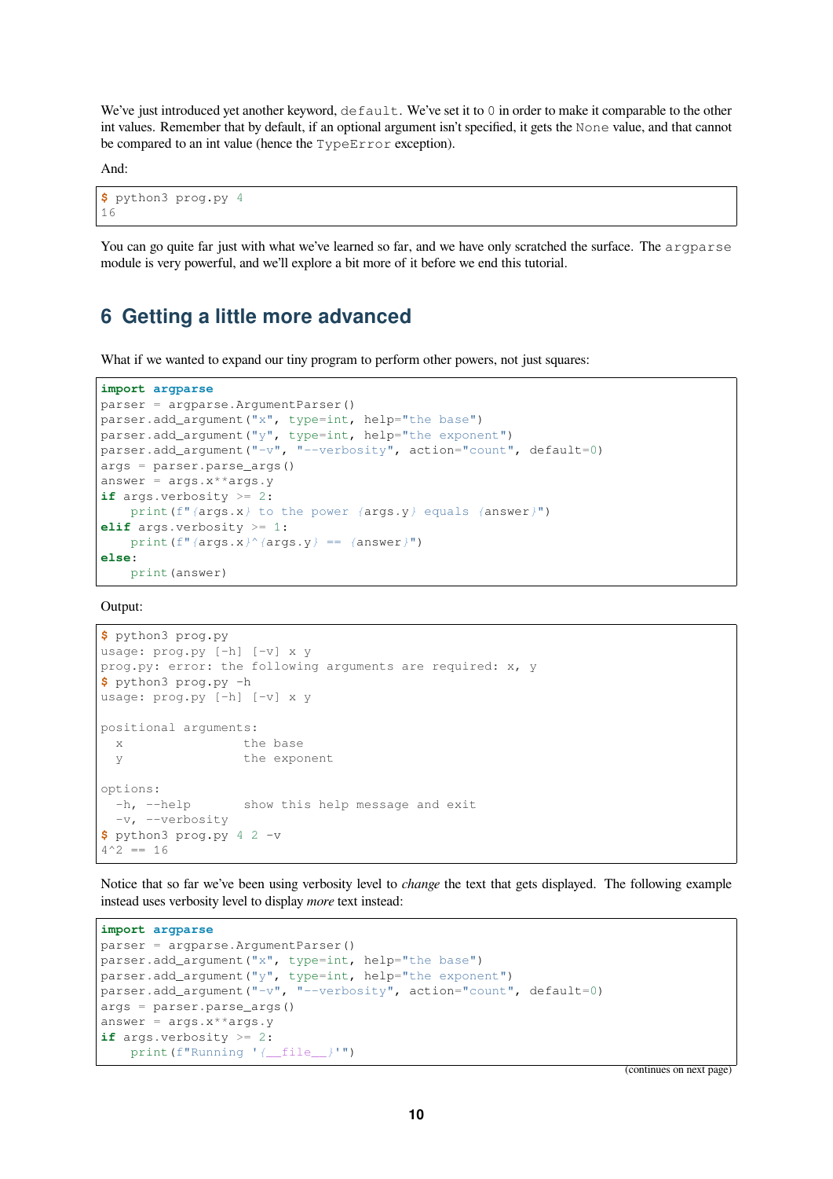We've just introduced yet another keyword, `default`. We've set it to `0` in order to make it comparable to the other int values. Remember that by default, if an optional argument isn't specified, it gets the `None` value, and that cannot be compared to an int value (hence the `TypeError` exception).

And:

```
$ python3 prog.py 4
16
```

You can go quite far just with what we've learned so far, and we have only scratched the surface. The `argparse` module is very powerful, and we'll explore a bit more of it before we end this tutorial.

## 6 Getting a little more advanced

What if we wanted to expand our tiny program to perform other powers, not just squares:

```
import argparse
parser = argparse.ArgumentParser()
parser.add_argument("x", type=int, help="the base")
parser.add_argument("y", type=int, help="the exponent")
parser.add_argument("-v", "--verbosity", action="count", default=0)
args = parser.parse_args()
answer = args.x**args.y
if args.verbosity >= 2:
    print(f"{args.x} to the power {args.y} equals {answer}")
elif args.verbosity >= 1:
    print(f"{args.x}^{args.y} == {answer}")
else:
    print(answer)
```

Output:

```
$ python3 prog.py
usage: prog.py [-h] [-v] x y
prog.py: error: the following arguments are required: x, y
$ python3 prog.py -h
usage: prog.py [-h] [-v] x y

positional arguments:
  x                the base
  y                the exponent

options:
  -h, --help       show this help message and exit
  -v, --verbosity
$ python3 prog.py 4 2 -v
4^2 == 16
```

Notice that so far we've been using verbosity level to *change* the text that gets displayed. The following example instead uses verbosity level to display *more* text instead:

```
import argparse
parser = argparse.ArgumentParser()
parser.add_argument("x", type=int, help="the base")
parser.add_argument("y", type=int, help="the exponent")
parser.add_argument("-v", "--verbosity", action="count", default=0)
args = parser.parse_args()
answer = args.x**args.y
if args.verbosity >= 2:
    print(f"Running '{__file__}'")
```

(continues on next page)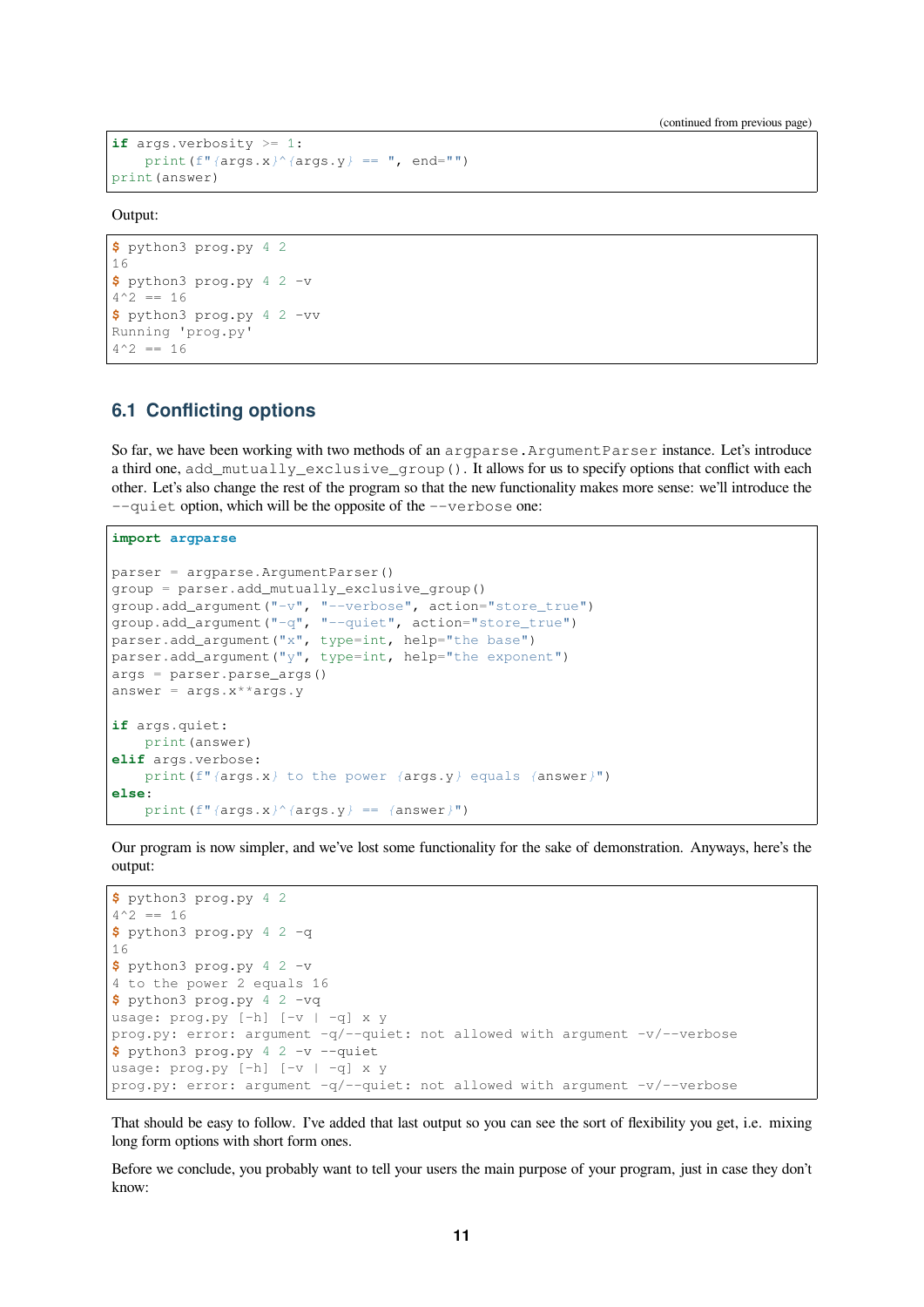(continued from previous page)

```
if args.verbosity >= 1:
    print(f"{args.x}^{args.y} == ", end="")
print(answer)
```

Output:

```
$ python3 prog.py 4 2
16
$ python3 prog.py 4 2 -v
4^2 == 16
$ python3 prog.py 4 2 -vv
Running 'prog.py'
4^2 == 16
```

## 6.1 Conflicting options

So far, we have been working with two methods of an `argparse.ArgumentParser` instance. Let's introduce a third one, `add_mutually_exclusive_group()`. It allows for us to specify options that conflict with each other. Let's also change the rest of the program so that the new functionality makes more sense: we'll introduce the `--quiet` option, which will be the opposite of the `--verbose` one:

```
import argparse

parser = argparse.ArgumentParser()
group = parser.add_mutually_exclusive_group()
group.add_argument("-v", "--verbose", action="store_true")
group.add_argument("-q", "--quiet", action="store_true")
parser.add_argument("x", type=int, help="the base")
parser.add_argument("y", type=int, help="the exponent")
args = parser.parse_args()
answer = args.x**args.y

if args.quiet:
    print(answer)
elif args.verbose:
    print(f"{args.x} to the power {args.y} equals {answer}")
else:
    print(f"{args.x}^{args.y} == {answer}")
```

Our program is now simpler, and we've lost some functionality for the sake of demonstration. Anyways, here's the output:

```
$ python3 prog.py 4 2
4^2 == 16
$ python3 prog.py 4 2 -q
16
$ python3 prog.py 4 2 -v
4 to the power 2 equals 16
$ python3 prog.py 4 2 -vq
usage: prog.py [-h] [-v | -q] x y
prog.py: error: argument -q/--quiet: not allowed with argument -v/--verbose
$ python3 prog.py 4 2 -v --quiet
usage: prog.py [-h] [-v | -q] x y
prog.py: error: argument -q/--quiet: not allowed with argument -v/--verbose
```

That should be easy to follow. I've added that last output so you can see the sort of flexibility you get, i.e. mixing long form options with short form ones.

Before we conclude, you probably want to tell your users the main purpose of your program, just in case they don't know: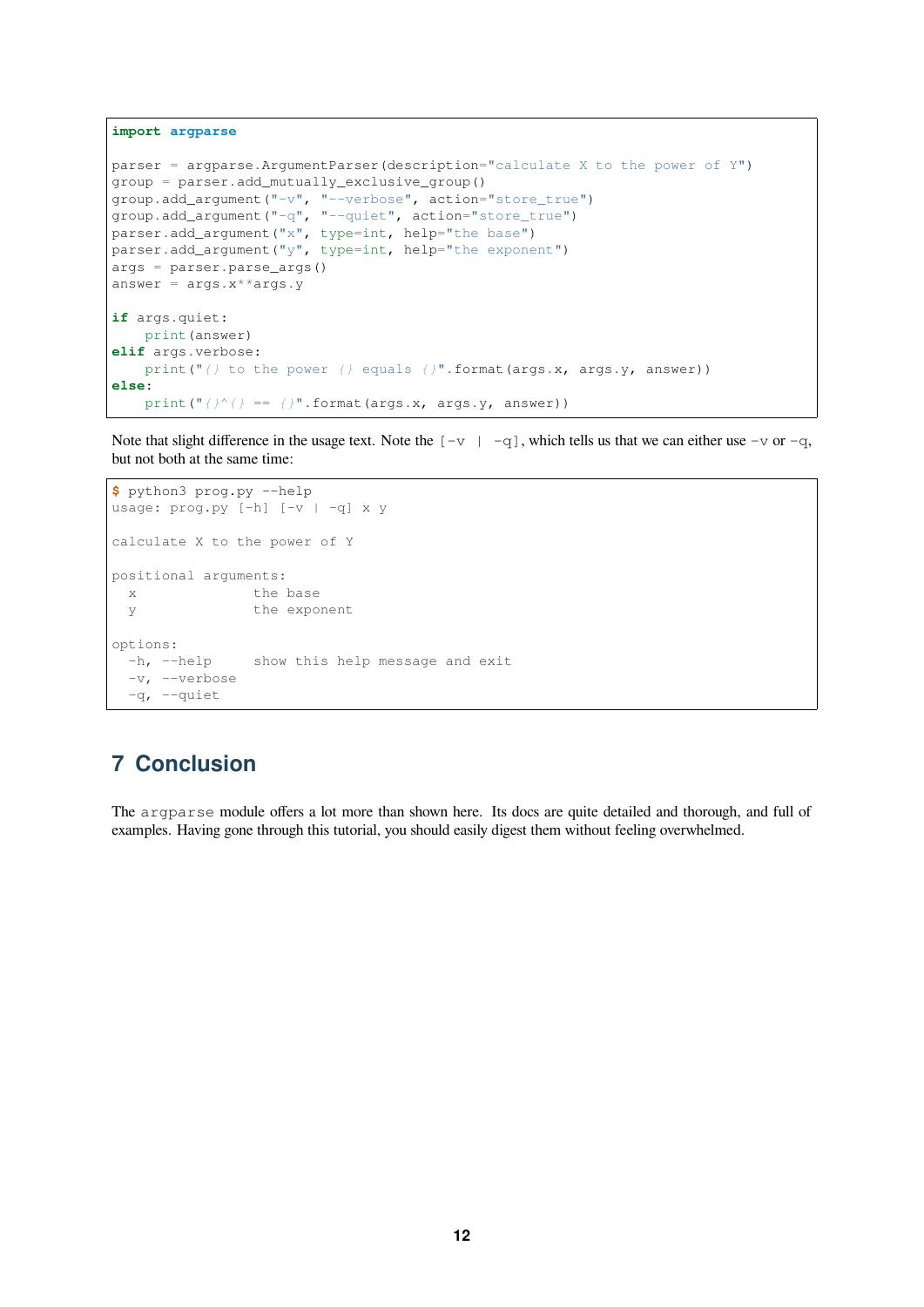```python
import argparse

parser = argparse.ArgumentParser(description="calculate X to the power of Y")
group = parser.add_mutually_exclusive_group()
group.add_argument("-v", "--verbose", action="store_true")
group.add_argument("-q", "--quiet", action="store_true")
parser.add_argument("x", type=int, help="the base")
parser.add_argument("y", type=int, help="the exponent")
args = parser.parse_args()
answer = args.x**args.y

if args.quiet:
    print(answer)
elif args.verbose:
    print("{} to the power {} equals {}".format(args.x, args.y, answer))
else:
    print("{}^{} == {}".format(args.x, args.y, answer))
```

Note that slight difference in the usage text. Note the `[-v | -q]`, which tells us that we can either use `-v` or `-q`, but not both at the same time:

```
$ python3 prog.py --help
usage: prog.py [-h] [-v | -q] x y

calculate X to the power of Y

positional arguments:
  x              the base
  y              the exponent

options:
  -h, --help     show this help message and exit
  -v, --verbose
  -q, --quiet
```

## 7 Conclusion

The `argparse` module offers a lot more than shown here. Its docs are quite detailed and thorough, and full of examples. Having gone through this tutorial, you should easily digest them without feeling overwhelmed.